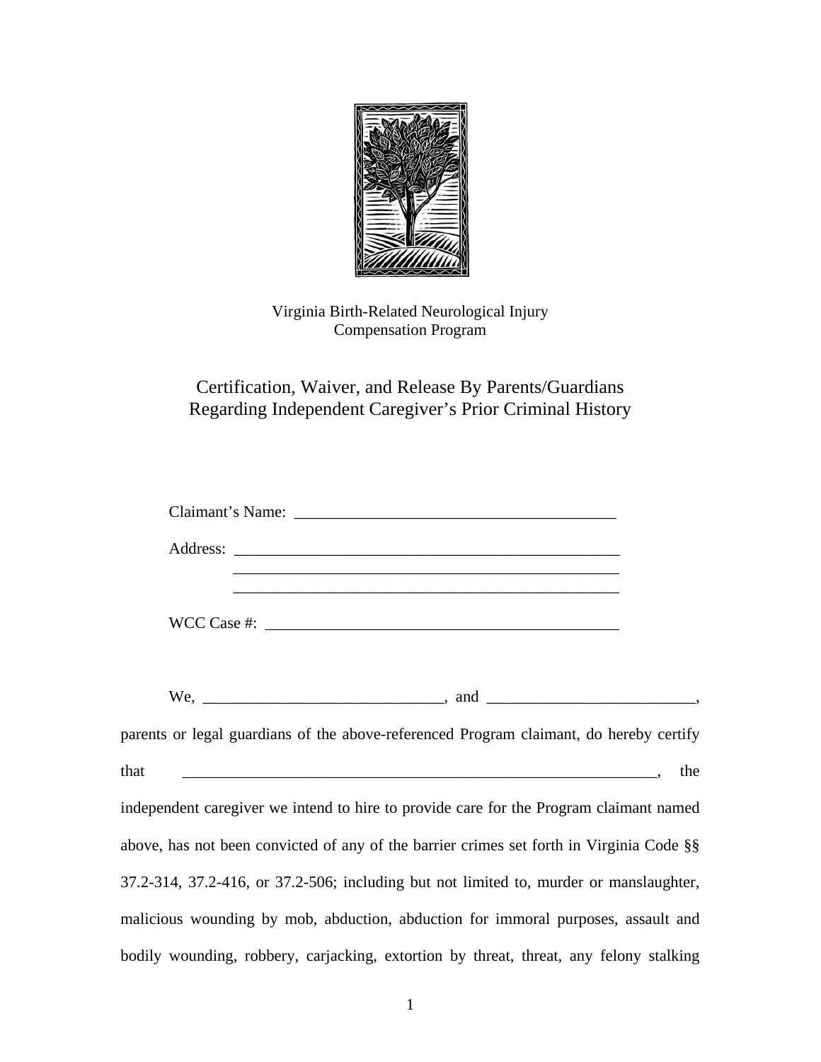Virginia Birth-Related Neurological Injury
Compensation Program

# Certification, Waiver, and Release By Parents/Guardians Regarding Independent Caregiver's Prior Criminal History

Claimant's Name: ________________________________________

Address: ________________________________________________
________________________________________________
________________________________________________

WCC Case #: ____________________________________________

We, ______________________________, and __________________________, parents or legal guardians of the above-referenced Program claimant, do hereby certify that ______________________________________________________________, the independent caregiver we intend to hire to provide care for the Program claimant named above, has not been convicted of any of the barrier crimes set forth in Virginia Code §§ 37.2-314, 37.2-416, or 37.2-506; including but not limited to, murder or manslaughter, malicious wounding by mob, abduction, abduction for immoral purposes, assault and bodily wounding, robbery, carjacking, extortion by threat, threat, any felony stalking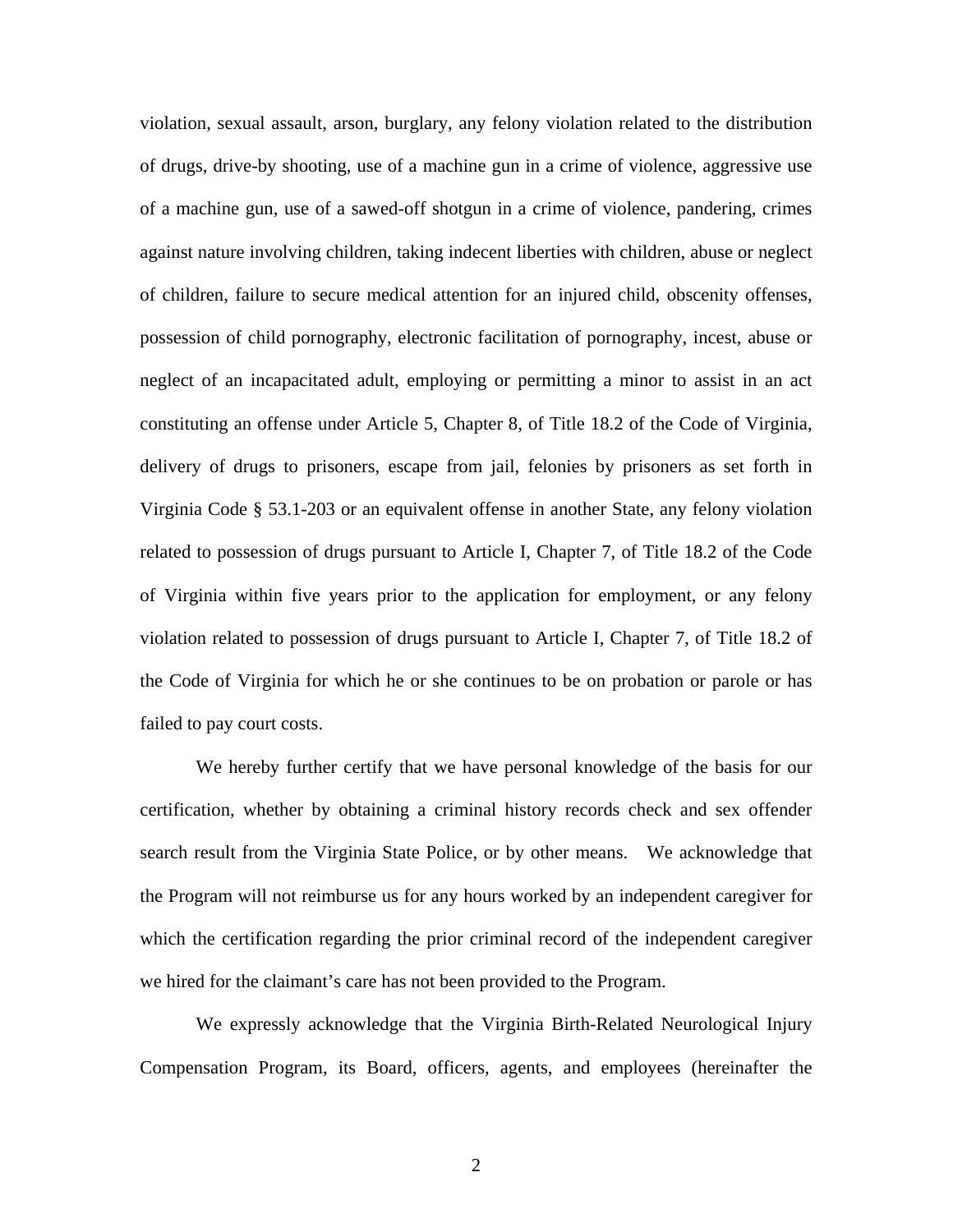violation, sexual assault, arson, burglary, any felony violation related to the distribution of drugs, drive-by shooting, use of a machine gun in a crime of violence, aggressive use of a machine gun, use of a sawed-off shotgun in a crime of violence, pandering, crimes against nature involving children, taking indecent liberties with children, abuse or neglect of children, failure to secure medical attention for an injured child, obscenity offenses, possession of child pornography, electronic facilitation of pornography, incest, abuse or neglect of an incapacitated adult, employing or permitting a minor to assist in an act constituting an offense under Article 5, Chapter 8, of Title 18.2 of the Code of Virginia, delivery of drugs to prisoners, escape from jail, felonies by prisoners as set forth in Virginia Code § 53.1-203 or an equivalent offense in another State, any felony violation related to possession of drugs pursuant to Article I, Chapter 7, of Title 18.2 of the Code of Virginia within five years prior to the application for employment, or any felony violation related to possession of drugs pursuant to Article I, Chapter 7, of Title 18.2 of the Code of Virginia for which he or she continues to be on probation or parole or has failed to pay court costs.

We hereby further certify that we have personal knowledge of the basis for our certification, whether by obtaining a criminal history records check and sex offender search result from the Virginia State Police, or by other means. We acknowledge that the Program will not reimburse us for any hours worked by an independent caregiver for which the certification regarding the prior criminal record of the independent caregiver we hired for the claimant's care has not been provided to the Program.

We expressly acknowledge that the Virginia Birth-Related Neurological Injury Compensation Program, its Board, officers, agents, and employees (hereinafter the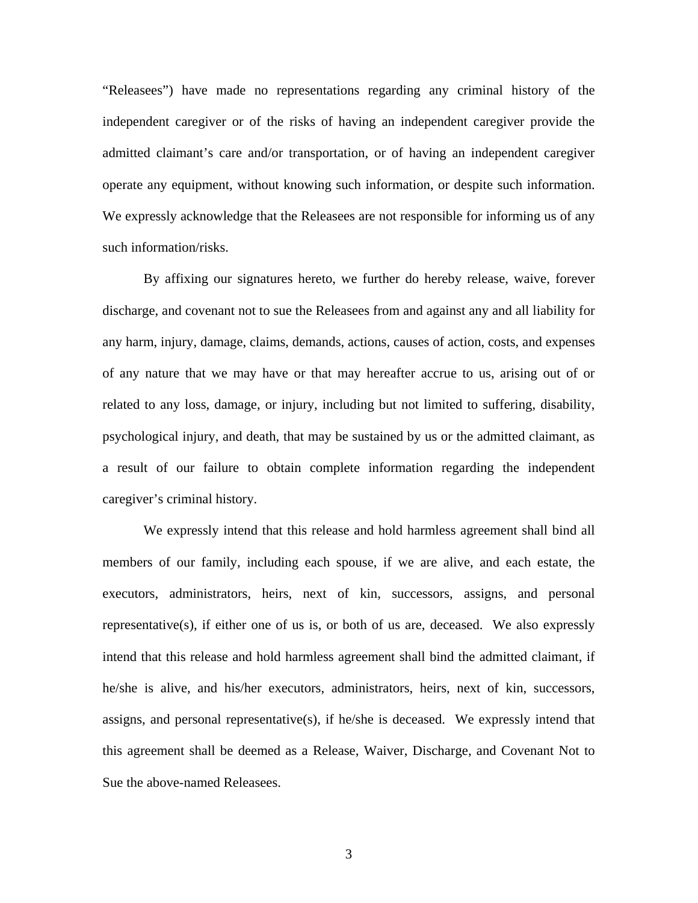"Releasees") have made no representations regarding any criminal history of the independent caregiver or of the risks of having an independent caregiver provide the admitted claimant's care and/or transportation, or of having an independent caregiver operate any equipment, without knowing such information, or despite such information. We expressly acknowledge that the Releasees are not responsible for informing us of any such information/risks.

By affixing our signatures hereto, we further do hereby release, waive, forever discharge, and covenant not to sue the Releasees from and against any and all liability for any harm, injury, damage, claims, demands, actions, causes of action, costs, and expenses of any nature that we may have or that may hereafter accrue to us, arising out of or related to any loss, damage, or injury, including but not limited to suffering, disability, psychological injury, and death, that may be sustained by us or the admitted claimant, as a result of our failure to obtain complete information regarding the independent caregiver's criminal history.

We expressly intend that this release and hold harmless agreement shall bind all members of our family, including each spouse, if we are alive, and each estate, the executors, administrators, heirs, next of kin, successors, assigns, and personal representative(s), if either one of us is, or both of us are, deceased. We also expressly intend that this release and hold harmless agreement shall bind the admitted claimant, if he/she is alive, and his/her executors, administrators, heirs, next of kin, successors, assigns, and personal representative(s), if he/she is deceased. We expressly intend that this agreement shall be deemed as a Release, Waiver, Discharge, and Covenant Not to Sue the above-named Releasees.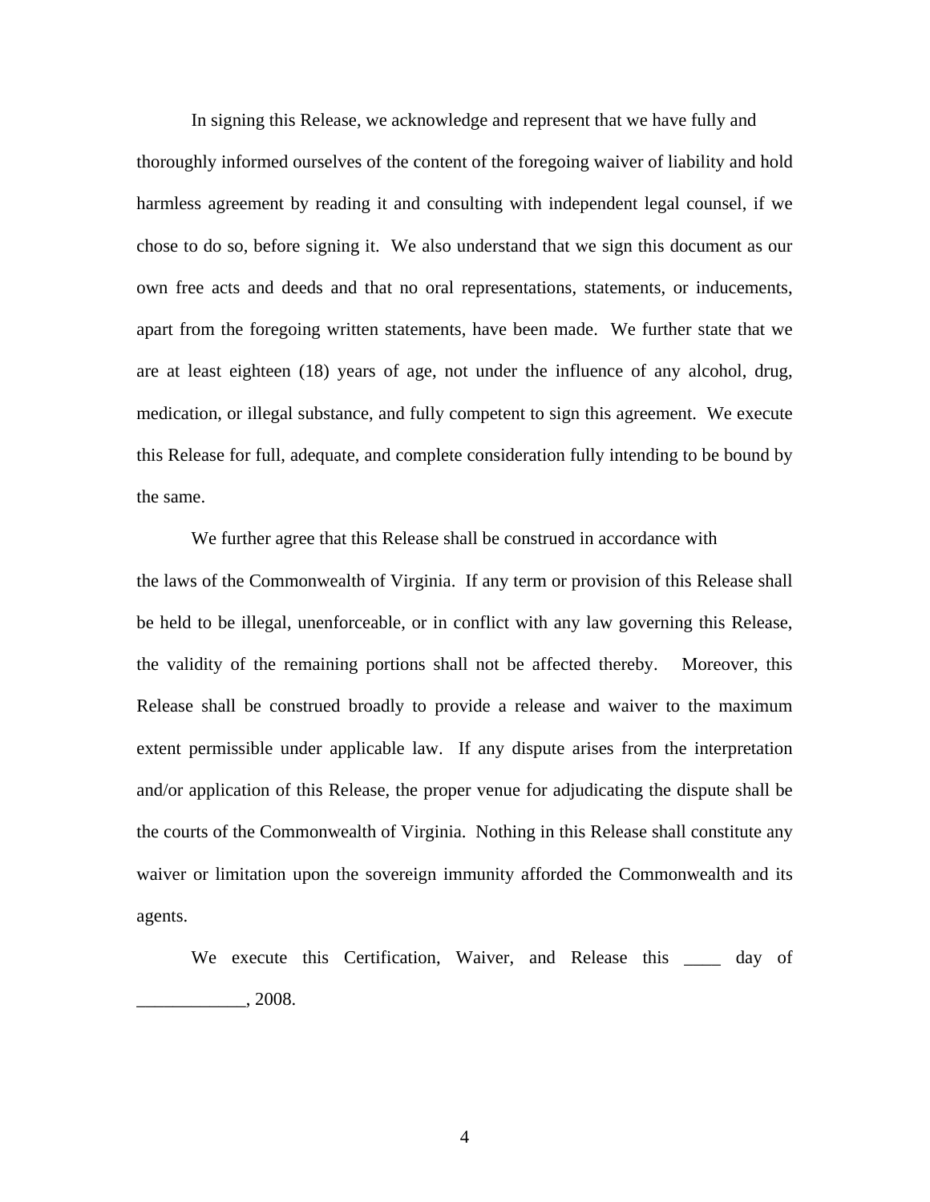In signing this Release, we acknowledge and represent that we have fully and thoroughly informed ourselves of the content of the foregoing waiver of liability and hold harmless agreement by reading it and consulting with independent legal counsel, if we chose to do so, before signing it. We also understand that we sign this document as our own free acts and deeds and that no oral representations, statements, or inducements, apart from the foregoing written statements, have been made. We further state that we are at least eighteen (18) years of age, not under the influence of any alcohol, drug, medication, or illegal substance, and fully competent to sign this agreement. We execute this Release for full, adequate, and complete consideration fully intending to be bound by the same.

We further agree that this Release shall be construed in accordance with the laws of the Commonwealth of Virginia. If any term or provision of this Release shall be held to be illegal, unenforceable, or in conflict with any law governing this Release, the validity of the remaining portions shall not be affected thereby. Moreover, this Release shall be construed broadly to provide a release and waiver to the maximum extent permissible under applicable law. If any dispute arises from the interpretation and/or application of this Release, the proper venue for adjudicating the dispute shall be the courts of the Commonwealth of Virginia. Nothing in this Release shall constitute any waiver or limitation upon the sovereign immunity afforded the Commonwealth and its agents.

We execute this Certification, Waiver, and Release this ____ day of ____________, 2008.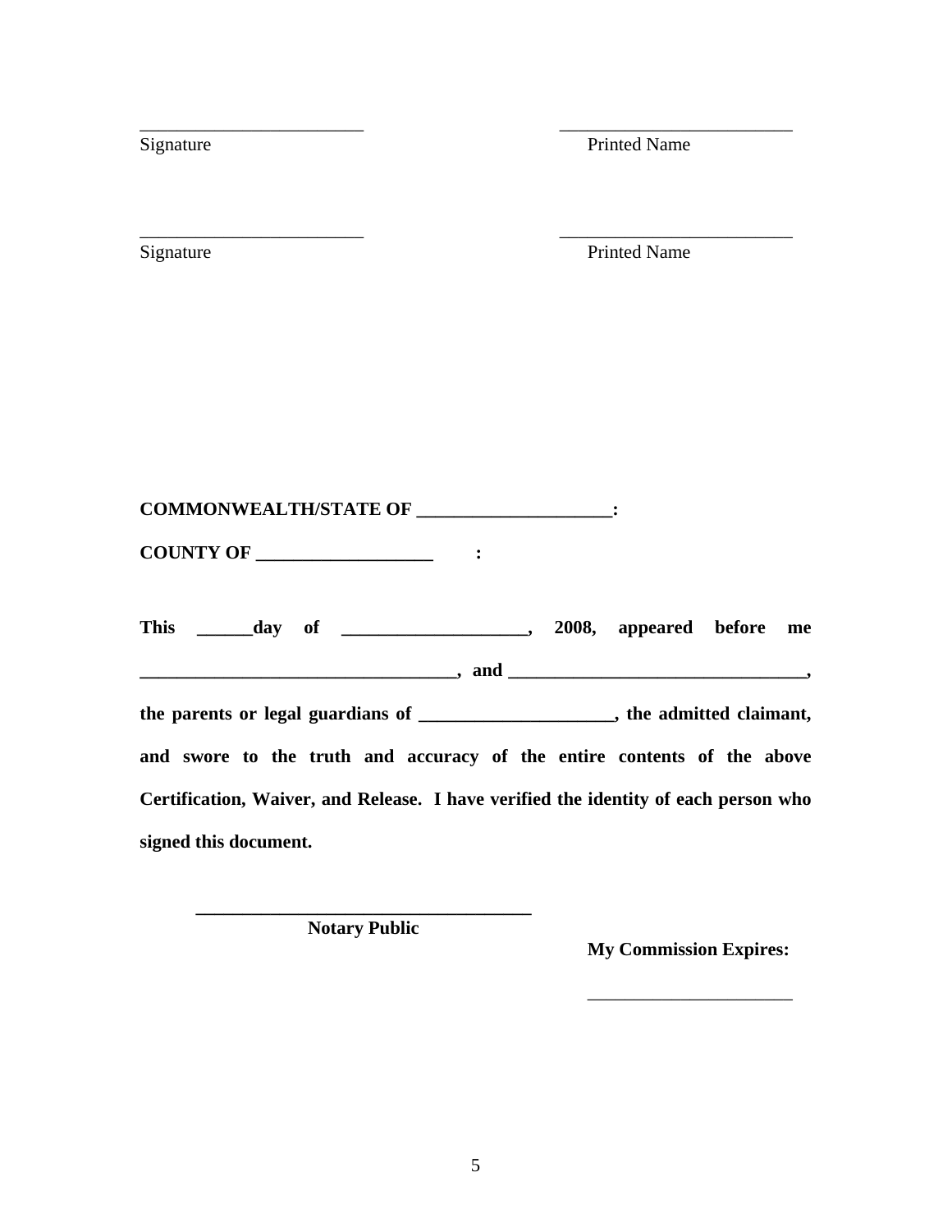_________________________ _________________________

Signature Printed Name

_________________________ _________________________

Signature Printed Name

**COMMONWEALTH/STATE OF _____________________:**

**COUNTY OF ___________________ :**

**This ______day of ___________________, 2008, appeared before me __________________________________, and _______________________________, the parents or legal guardians of _____________________, the admitted claimant, and swore to the truth and accuracy of the entire contents of the above Certification, Waiver, and Release. I have verified the identity of each person who signed this document.**

**_____________________________________**

**Notary Public**

**My Commission Expires:**

_____________________